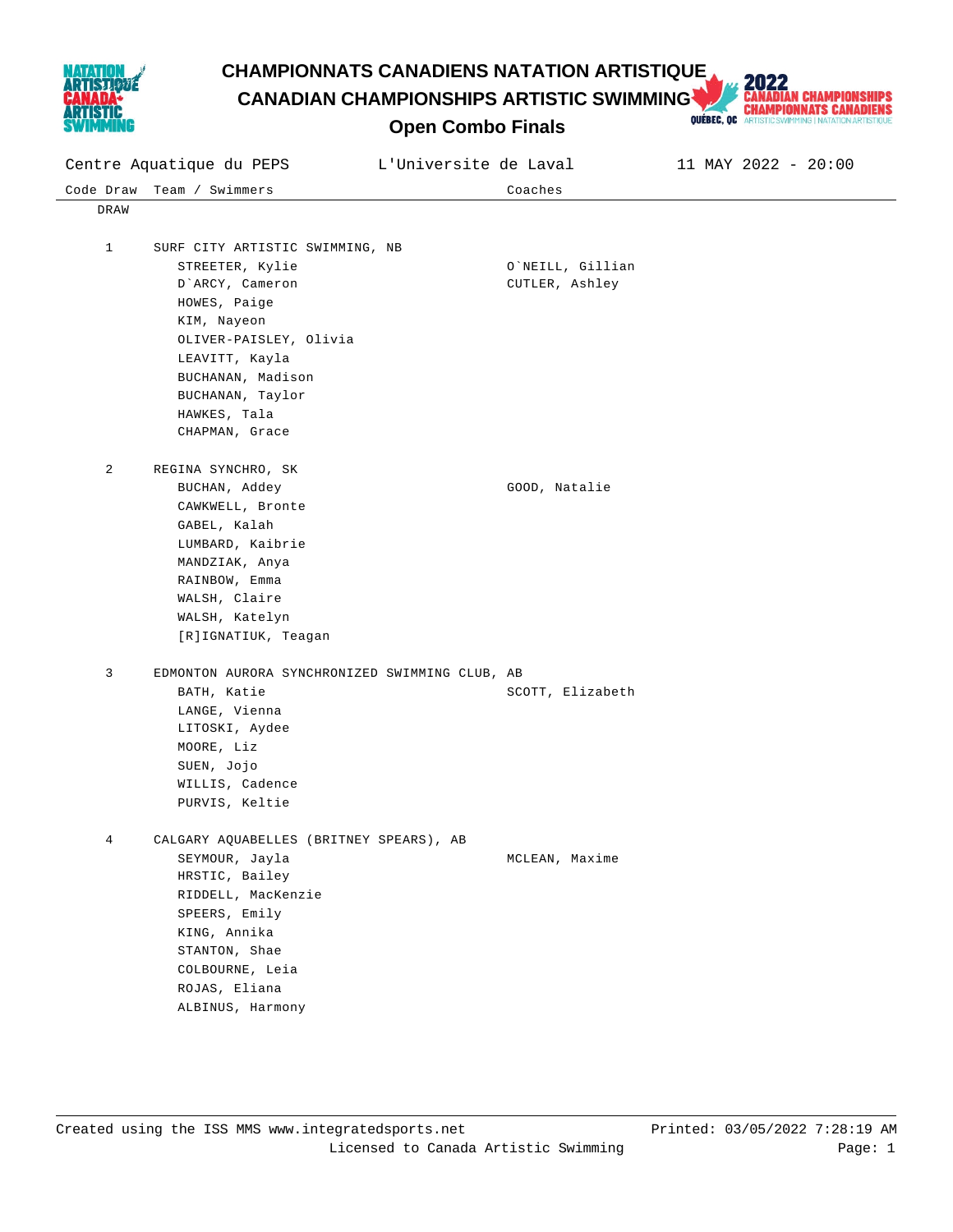# CHAMPIONNATS CANADIENS NATATION ARTISTIQUE
# CANADIAN CHAMPIONSHIPS ARTISTIC SWIMMING
## Open Combo Finals

Centre Aquatique du PEPS | L'Universite de Laval | 11 MAY 2022 - 20:00

| Code | Draw | Team / Swimmers | Coaches |
|---|---|---|---|
| | DRAW | | |
| | 1 | SURF CITY ARTISTIC SWIMMING, NB | |
| | | STREETER, Kylie | O`NEILL, Gillian |
| | | D`ARCY, Cameron | CUTLER, Ashley |
| | | HOWES, Paige | |
| | | KIM, Nayeon | |
| | | OLIVER-PAISLEY, Olivia | |
| | | LEAVITT, Kayla | |
| | | BUCHANAN, Madison | |
| | | BUCHANAN, Taylor | |
| | | HAWKES, Tala | |
| | | CHAPMAN, Grace | |
| | 2 | REGINA SYNCHRO, SK | |
| | | BUCHAN, Addey | GOOD, Natalie |
| | | CAWKWELL, Bronte | |
| | | GABEL, Kalah | |
| | | LUMBARD, Kaibrie | |
| | | MANDZIAK, Anya | |
| | | RAINBOW, Emma | |
| | | WALSH, Claire | |
| | | WALSH, Katelyn | |
| | | [R]IGNATIUK, Teagan | |
| | 3 | EDMONTON AURORA SYNCHRONIZED SWIMMING CLUB, AB | |
| | | BATH, Katie | SCOTT, Elizabeth |
| | | LANGE, Vienna | |
| | | LITOSKI, Aydee | |
| | | MOORE, Liz | |
| | | SUEN, Jojo | |
| | | WILLIS, Cadence | |
| | | PURVIS, Keltie | |
| | 4 | CALGARY AQUABELLES (BRITNEY SPEARS), AB | |
| | | SEYMOUR, Jayla | MCLEAN, Maxime |
| | | HRSTIC, Bailey | |
| | | RIDDELL, MacKenzie | |
| | | SPEERS, Emily | |
| | | KING, Annika | |
| | | STANTON, Shae | |
| | | COLBOURNE, Leia | |
| | | ROJAS, Eliana | |
| | | ALBINUS, Harmony | |

Created using the ISS MMS www.integratedsports.net
Licensed to Canada Artistic Swimming
Printed: 03/05/2022 7:28:19 AM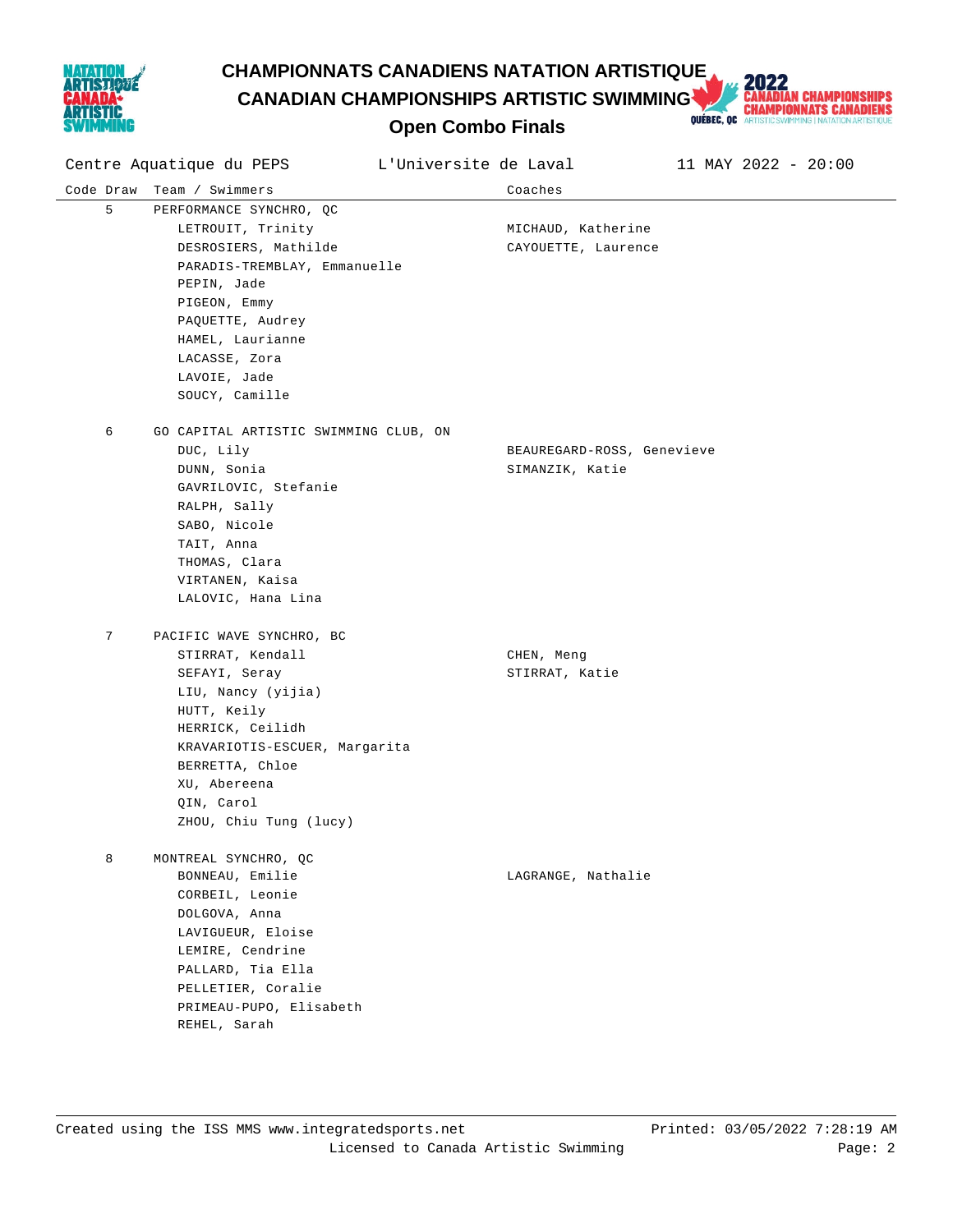# CHAMPIONNATS CANADIENS NATATION ARTISTIQUE

## CANADIAN CHAMPIONSHIPS ARTISTIC SWIMMING

### Open Combo Finals

Centre Aquatique du PEPS — L'Universite de Laval — 11 MAY 2022 - 20:00

| Code | Draw | Team / Swimmers | Coaches |
|---|---|---|---|
| | 5 | PERFORMANCE SYNCHRO, QC | |
| | | LETROUIT, Trinity | MICHAUD, Katherine |
| | | DESROSIERS, Mathilde | CAYOUETTE, Laurence |
| | | PARADIS-TREMBLAY, Emmanuelle | |
| | | PEPIN, Jade | |
| | | PIGEON, Emmy | |
| | | PAQUETTE, Audrey | |
| | | HAMEL, Laurianne | |
| | | LACASSE, Zora | |
| | | LAVOIE, Jade | |
| | | SOUCY, Camille | |
| | 6 | GO CAPITAL ARTISTIC SWIMMING CLUB, ON | |
| | | DUC, Lily | BEAUREGARD-ROSS, Genevieve |
| | | DUNN, Sonia | SIMANZIK, Katie |
| | | GAVRILOVIC, Stefanie | |
| | | RALPH, Sally | |
| | | SABO, Nicole | |
| | | TAIT, Anna | |
| | | THOMAS, Clara | |
| | | VIRTANEN, Kaisa | |
| | | LALOVIC, Hana Lina | |
| | 7 | PACIFIC WAVE SYNCHRO, BC | |
| | | STIRRAT, Kendall | CHEN, Meng |
| | | SEFAYI, Seray | STIRRAT, Katie |
| | | LIU, Nancy (yijia) | |
| | | HUTT, Keily | |
| | | HERRICK, Ceilidh | |
| | | KRAVARIOTIS-ESCUER, Margarita | |
| | | BERRETTA, Chloe | |
| | | XU, Abereena | |
| | | QIN, Carol | |
| | | ZHOU, Chiu Tung (lucy) | |
| | 8 | MONTREAL SYNCHRO, QC | |
| | | BONNEAU, Emilie | LAGRANGE, Nathalie |
| | | CORBEIL, Leonie | |
| | | DOLGOVA, Anna | |
| | | LAVIGUEUR, Eloise | |
| | | LEMIRE, Cendrine | |
| | | PALLARD, Tia Ella | |
| | | PELLETIER, Coralie | |
| | | PRIMEAU-PUPO, Elisabeth | |
| | | REHEL, Sarah | |

Created using the ISS MMS www.integratedsports.net — Licensed to Canada Artistic Swimming — Printed: 03/05/2022 7:28:19 AM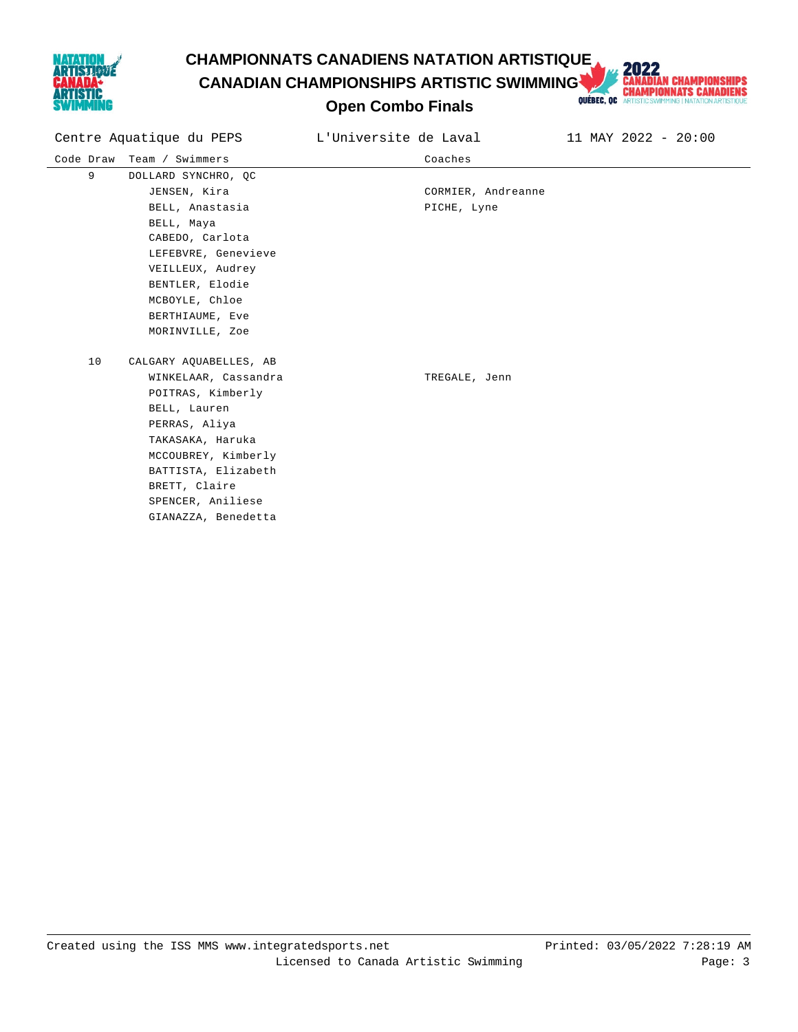# CHAMPIONNATS CANADIENS NATATION ARTISTIQUE
## CANADIAN CHAMPIONSHIPS ARTISTIC SWIMMING
### Open Combo Finals

Centre Aquatique du PEPS | L'Universite de Laval | 11 MAY 2022 - 20:00

| Code | Draw | Team / Swimmers | Coaches |
|---|---|---|---|
| | 9 | DOLLARD SYNCHRO, QC | |
| | | JENSEN, Kira | CORMIER, Andreanne |
| | | BELL, Anastasia | PICHE, Lyne |
| | | BELL, Maya | |
| | | CABEDO, Carlota | |
| | | LEFEBVRE, Genevieve | |
| | | VEILLEUX, Audrey | |
| | | BENTLER, Elodie | |
| | | MCBOYLE, Chloe | |
| | | BERTHIAUME, Eve | |
| | | MORINVILLE, Zoe | |
| | 10 | CALGARY AQUABELLES, AB | |
| | | WINKELAAR, Cassandra | TREGALE, Jenn |
| | | POITRAS, Kimberly | |
| | | BELL, Lauren | |
| | | PERRAS, Aliya | |
| | | TAKASAKA, Haruka | |
| | | MCCOUBREY, Kimberly | |
| | | BATTISTA, Elizabeth | |
| | | BRETT, Claire | |
| | | SPENCER, Aniliese | |
| | | GIANAZZA, Benedetta | |

Created using the ISS MMS www.integratedsports.net | Printed: 03/05/2022 7:28:19 AM

Licensed to Canada Artistic Swimming